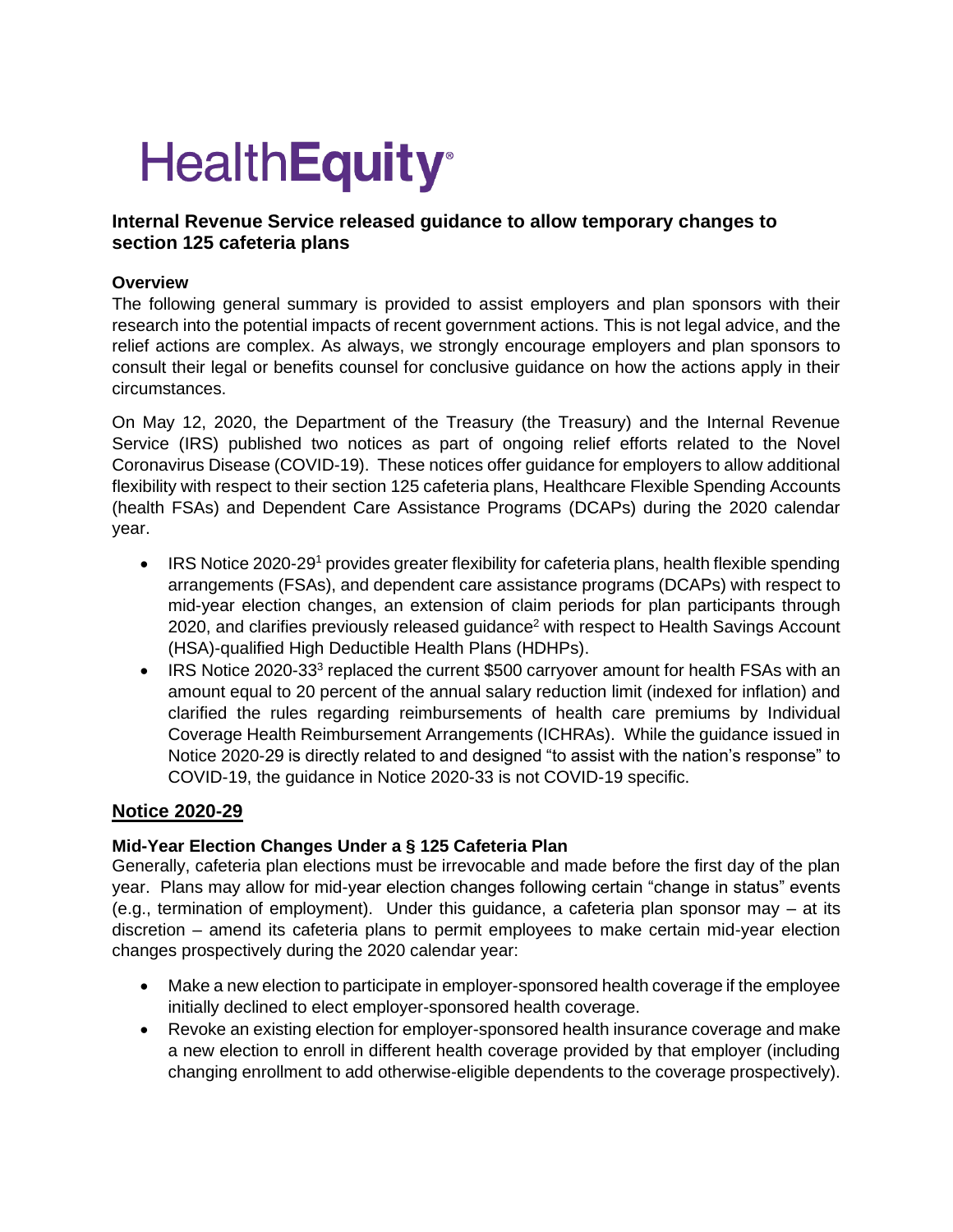# HealthEquity

## Internal Revenue Service released guidance to allow temporary changes to section 125 cafeteria plans

### Overview

The following general summary is provided to assist employers and plan sponsors with their research into the potential impacts of recent government actions. This is not legal advice, and the relief actions are complex. As always, we strongly encourage employers and plan sponsors to consult their legal or benefits counsel for conclusive guidance on how the actions apply in their circumstances.

On May 12, 2020, the Department of the Treasury (the Treasury) and the Internal Revenue Service (IRS) published two notices as part of ongoing relief efforts related to the Novel Coronavirus Disease (COVID-19). These notices offer guidance for employers to allow additional flexibility with respect to their section 125 cafeteria plans, Healthcare Flexible Spending Accounts (health FSAs) and Dependent Care Assistance Programs (DCAPs) during the 2020 calendar year.

- IRS Notice 2020-29[1] provides greater flexibility for cafeteria plans, health flexible spending arrangements (FSAs), and dependent care assistance programs (DCAPs) with respect to mid-year election changes, an extension of claim periods for plan participants through 2020, and clarifies previously released guidance[2] with respect to Health Savings Account (HSA)-qualified High Deductible Health Plans (HDHPs).
- IRS Notice 2020-33[3] replaced the current $500 carryover amount for health FSAs with an amount equal to 20 percent of the annual salary reduction limit (indexed for inflation) and clarified the rules regarding reimbursements of health care premiums by Individual Coverage Health Reimbursement Arrangements (ICHRAs). While the guidance issued in Notice 2020-29 is directly related to and designed "to assist with the nation's response" to COVID-19, the guidance in Notice 2020-33 is not COVID-19 specific.

## Notice 2020-29

### Mid-Year Election Changes Under a § 125 Cafeteria Plan

Generally, cafeteria plan elections must be irrevocable and made before the first day of the plan year. Plans may allow for mid-year election changes following certain "change in status" events (e.g., termination of employment). Under this guidance, a cafeteria plan sponsor may – at its discretion – amend its cafeteria plans to permit employees to make certain mid-year election changes prospectively during the 2020 calendar year:

- Make a new election to participate in employer-sponsored health coverage if the employee initially declined to elect employer-sponsored health coverage.
- Revoke an existing election for employer-sponsored health insurance coverage and make a new election to enroll in different health coverage provided by that employer (including changing enrollment to add otherwise-eligible dependents to the coverage prospectively).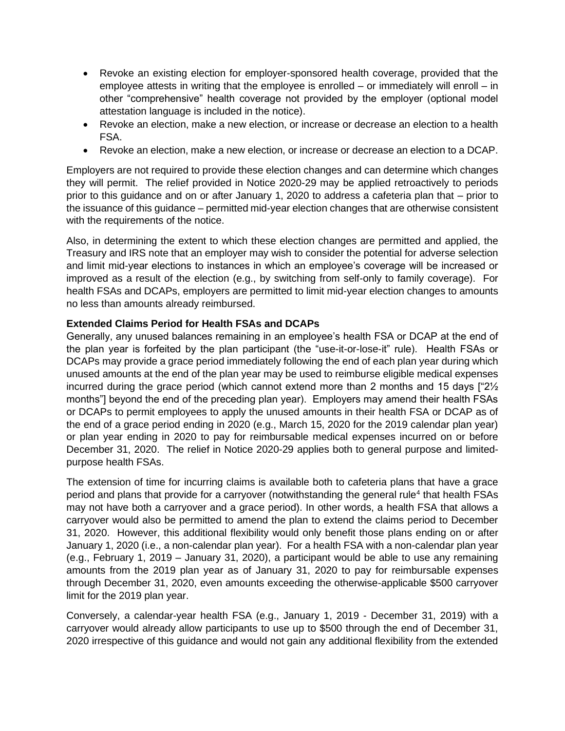- Revoke an existing election for employer-sponsored health coverage, provided that the employee attests in writing that the employee is enrolled – or immediately will enroll – in other "comprehensive" health coverage not provided by the employer (optional model attestation language is included in the notice).
- Revoke an election, make a new election, or increase or decrease an election to a health FSA.
- Revoke an election, make a new election, or increase or decrease an election to a DCAP.

Employers are not required to provide these election changes and can determine which changes they will permit. The relief provided in Notice 2020-29 may be applied retroactively to periods prior to this guidance and on or after January 1, 2020 to address a cafeteria plan that – prior to the issuance of this guidance – permitted mid-year election changes that are otherwise consistent with the requirements of the notice.

Also, in determining the extent to which these election changes are permitted and applied, the Treasury and IRS note that an employer may wish to consider the potential for adverse selection and limit mid-year elections to instances in which an employee's coverage will be increased or improved as a result of the election (e.g., by switching from self-only to family coverage). For health FSAs and DCAPs, employers are permitted to limit mid-year election changes to amounts no less than amounts already reimbursed.

**Extended Claims Period for Health FSAs and DCAPs**

Generally, any unused balances remaining in an employee's health FSA or DCAP at the end of the plan year is forfeited by the plan participant (the "use-it-or-lose-it" rule). Health FSAs or DCAPs may provide a grace period immediately following the end of each plan year during which unused amounts at the end of the plan year may be used to reimburse eligible medical expenses incurred during the grace period (which cannot extend more than 2 months and 15 days ["2½ months"] beyond the end of the preceding plan year). Employers may amend their health FSAs or DCAPs to permit employees to apply the unused amounts in their health FSA or DCAP as of the end of a grace period ending in 2020 (e.g., March 15, 2020 for the 2019 calendar plan year) or plan year ending in 2020 to pay for reimbursable medical expenses incurred on or before December 31, 2020. The relief in Notice 2020-29 applies both to general purpose and limited-purpose health FSAs.

The extension of time for incurring claims is available both to cafeteria plans that have a grace period and plans that provide for a carryover (notwithstanding the general rule[4] that health FSAs may not have both a carryover and a grace period). In other words, a health FSA that allows a carryover would also be permitted to amend the plan to extend the claims period to December 31, 2020. However, this additional flexibility would only benefit those plans ending on or after January 1, 2020 (i.e., a non-calendar plan year). For a health FSA with a non-calendar plan year (e.g., February 1, 2019 – January 31, 2020), a participant would be able to use any remaining amounts from the 2019 plan year as of January 31, 2020 to pay for reimbursable expenses through December 31, 2020, even amounts exceeding the otherwise-applicable $500 carryover limit for the 2019 plan year.

Conversely, a calendar-year health FSA (e.g., January 1, 2019 - December 31, 2019) with a carryover would already allow participants to use up to $500 through the end of December 31, 2020 irrespective of this guidance and would not gain any additional flexibility from the extended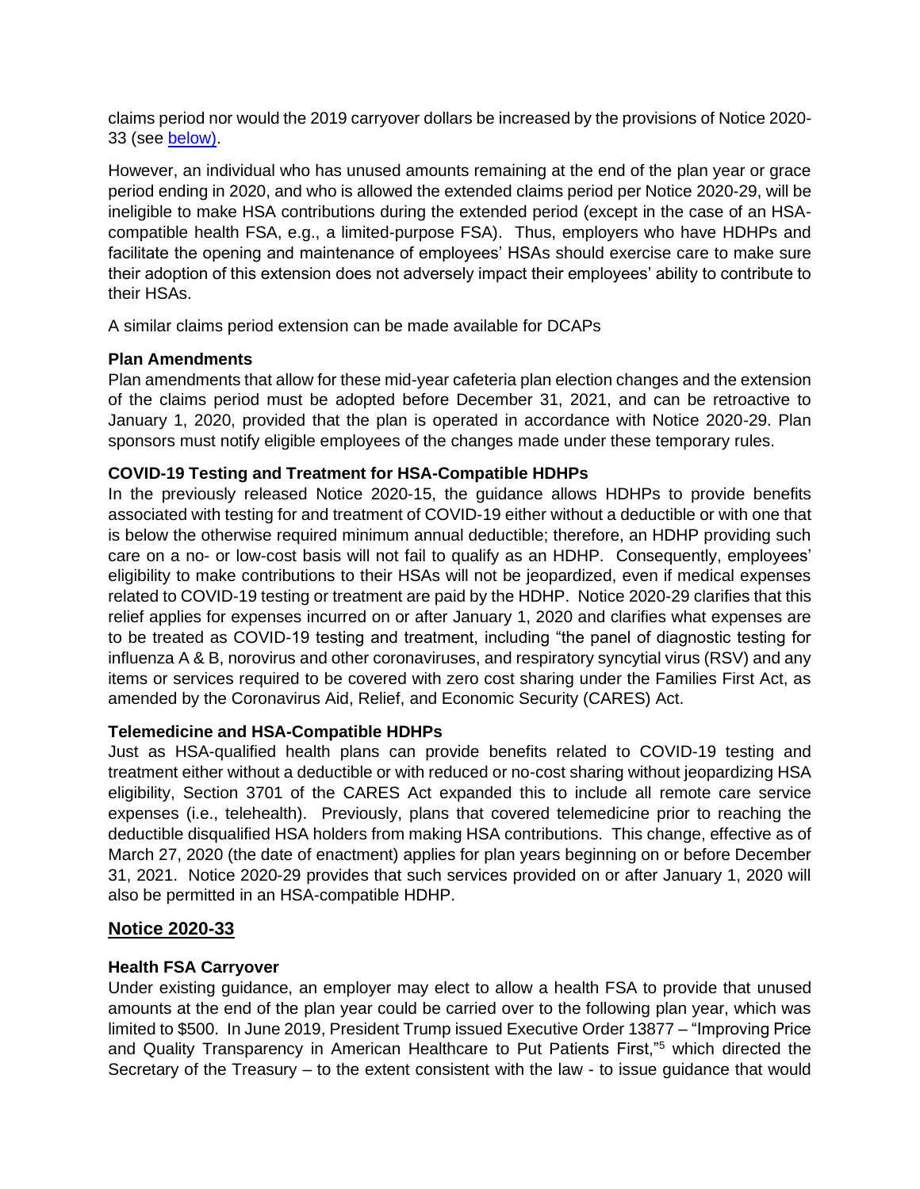claims period nor would the 2019 carryover dollars be increased by the provisions of Notice 2020-33 (see [below](#)).

However, an individual who has unused amounts remaining at the end of the plan year or grace period ending in 2020, and who is allowed the extended claims period per Notice 2020-29, will be ineligible to make HSA contributions during the extended period (except in the case of an HSA-compatible health FSA, e.g., a limited-purpose FSA). Thus, employers who have HDHPs and facilitate the opening and maintenance of employees' HSAs should exercise care to make sure their adoption of this extension does not adversely impact their employees' ability to contribute to their HSAs.

A similar claims period extension can be made available for DCAPs

**Plan Amendments**

Plan amendments that allow for these mid-year cafeteria plan election changes and the extension of the claims period must be adopted before December 31, 2021, and can be retroactive to January 1, 2020, provided that the plan is operated in accordance with Notice 2020-29. Plan sponsors must notify eligible employees of the changes made under these temporary rules.

**COVID-19 Testing and Treatment for HSA-Compatible HDHPs**

In the previously released Notice 2020-15, the guidance allows HDHPs to provide benefits associated with testing for and treatment of COVID-19 either without a deductible or with one that is below the otherwise required minimum annual deductible; therefore, an HDHP providing such care on a no- or low-cost basis will not fail to qualify as an HDHP. Consequently, employees' eligibility to make contributions to their HSAs will not be jeopardized, even if medical expenses related to COVID-19 testing or treatment are paid by the HDHP. Notice 2020-29 clarifies that this relief applies for expenses incurred on or after January 1, 2020 and clarifies what expenses are to be treated as COVID-19 testing and treatment, including "the panel of diagnostic testing for influenza A & B, norovirus and other coronaviruses, and respiratory syncytial virus (RSV) and any items or services required to be covered with zero cost sharing under the Families First Act, as amended by the Coronavirus Aid, Relief, and Economic Security (CARES) Act.

**Telemedicine and HSA-Compatible HDHPs**

Just as HSA-qualified health plans can provide benefits related to COVID-19 testing and treatment either without a deductible or with reduced or no-cost sharing without jeopardizing HSA eligibility, Section 3701 of the CARES Act expanded this to include all remote care service expenses (i.e., telehealth). Previously, plans that covered telemedicine prior to reaching the deductible disqualified HSA holders from making HSA contributions. This change, effective as of March 27, 2020 (the date of enactment) applies for plan years beginning on or before December 31, 2021. Notice 2020-29 provides that such services provided on or after January 1, 2020 will also be permitted in an HSA-compatible HDHP.

## Notice 2020-33

**Health FSA Carryover**

Under existing guidance, an employer may elect to allow a health FSA to provide that unused amounts at the end of the plan year could be carried over to the following plan year, which was limited to $500. In June 2019, President Trump issued Executive Order 13877 – "Improving Price and Quality Transparency in American Healthcare to Put Patients First,"[5] which directed the Secretary of the Treasury – to the extent consistent with the law - to issue guidance that would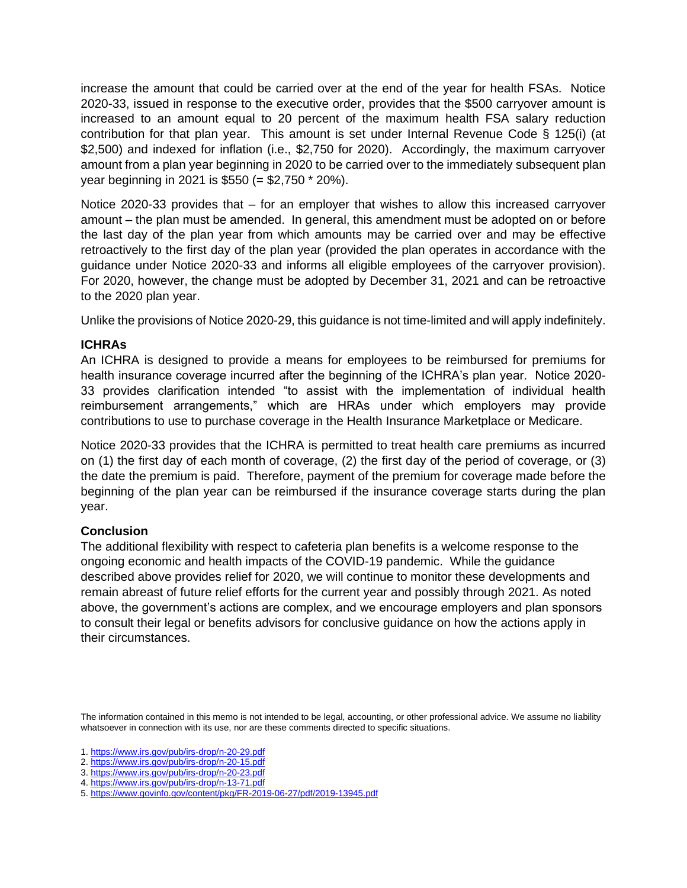increase the amount that could be carried over at the end of the year for health FSAs. Notice 2020-33, issued in response to the executive order, provides that the $500 carryover amount is increased to an amount equal to 20 percent of the maximum health FSA salary reduction contribution for that plan year. This amount is set under Internal Revenue Code § 125(i) (at $2,500) and indexed for inflation (i.e., $2,750 for 2020). Accordingly, the maximum carryover amount from a plan year beginning in 2020 to be carried over to the immediately subsequent plan year beginning in 2021 is $550 (= $2,750 * 20%).

Notice 2020-33 provides that – for an employer that wishes to allow this increased carryover amount – the plan must be amended. In general, this amendment must be adopted on or before the last day of the plan year from which amounts may be carried over and may be effective retroactively to the first day of the plan year (provided the plan operates in accordance with the guidance under Notice 2020-33 and informs all eligible employees of the carryover provision). For 2020, however, the change must be adopted by December 31, 2021 and can be retroactive to the 2020 plan year.

Unlike the provisions of Notice 2020-29, this guidance is not time-limited and will apply indefinitely.

**ICHRAs**

An ICHRA is designed to provide a means for employees to be reimbursed for premiums for health insurance coverage incurred after the beginning of the ICHRA's plan year. Notice 2020-33 provides clarification intended "to assist with the implementation of individual health reimbursement arrangements," which are HRAs under which employers may provide contributions to use to purchase coverage in the Health Insurance Marketplace or Medicare.

Notice 2020-33 provides that the ICHRA is permitted to treat health care premiums as incurred on (1) the first day of each month of coverage, (2) the first day of the period of coverage, or (3) the date the premium is paid. Therefore, payment of the premium for coverage made before the beginning of the plan year can be reimbursed if the insurance coverage starts during the plan year.

**Conclusion**

The additional flexibility with respect to cafeteria plan benefits is a welcome response to the ongoing economic and health impacts of the COVID-19 pandemic. While the guidance described above provides relief for 2020, we will continue to monitor these developments and remain abreast of future relief efforts for the current year and possibly through 2021. As noted above, the government's actions are complex, and we encourage employers and plan sponsors to consult their legal or benefits advisors for conclusive guidance on how the actions apply in their circumstances.

The information contained in this memo is not intended to be legal, accounting, or other professional advice. We assume no liability whatsoever in connection with its use, nor are these comments directed to specific situations.

1. https://www.irs.gov/pub/irs-drop/n-20-29.pdf
2. https://www.irs.gov/pub/irs-drop/n-20-15.pdf
3. https://www.irs.gov/pub/irs-drop/n-20-23.pdf
4. https://www.irs.gov/pub/irs-drop/n-13-71.pdf
5. https://www.govinfo.gov/content/pkg/FR-2019-06-27/pdf/2019-13945.pdf